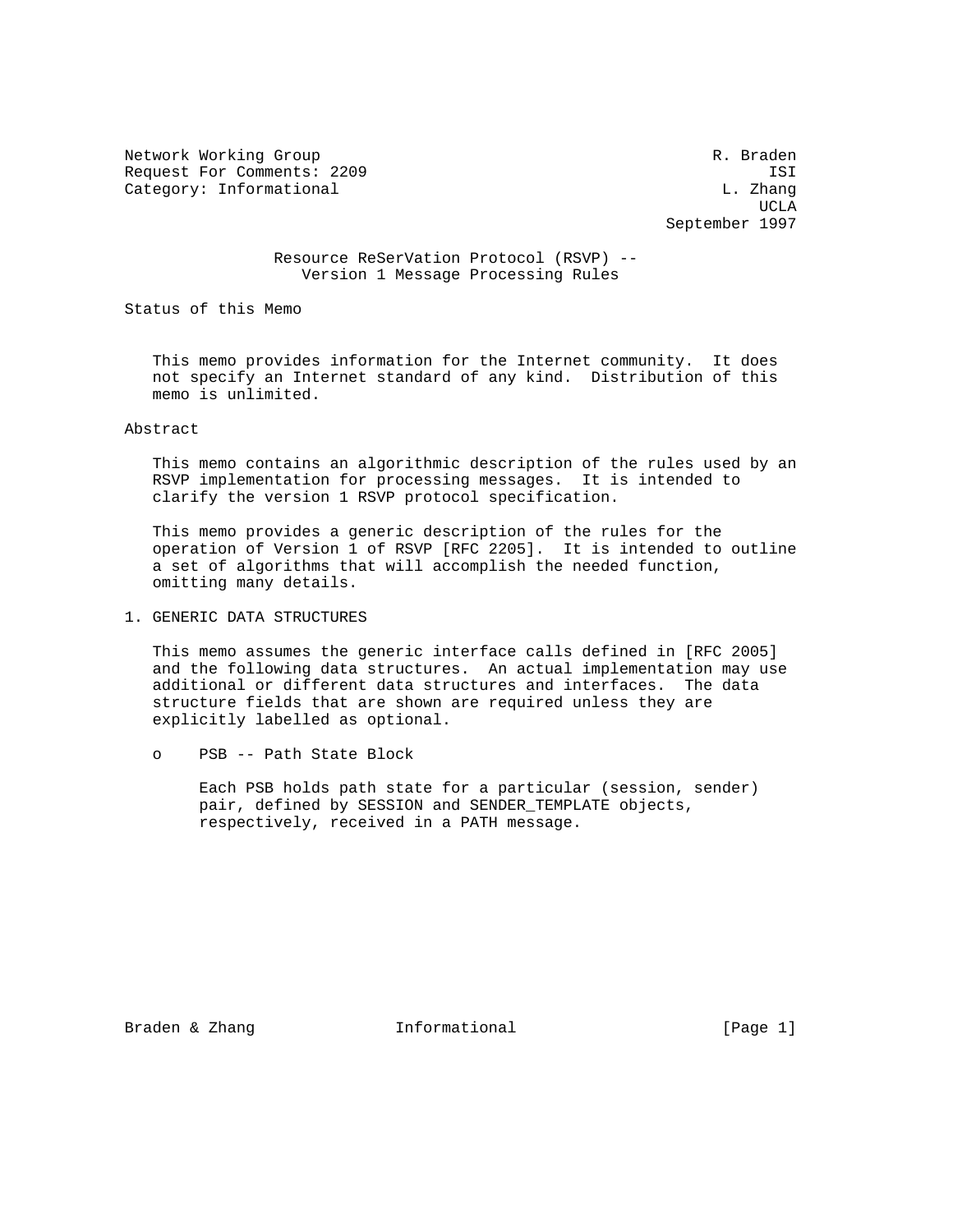Network Working Group R. Braden
Request For Comments: 2209 ISI
Category: Informational L. Zhang
UCLA
September 1997

# Resource ReSerVation Protocol (RSVP) -- Version 1 Message Processing Rules

## Status of this Memo

This memo provides information for the Internet community. It does not specify an Internet standard of any kind. Distribution of this memo is unlimited.

## Abstract

This memo contains an algorithmic description of the rules used by an RSVP implementation for processing messages. It is intended to clarify the version 1 RSVP protocol specification.

This memo provides a generic description of the rules for the operation of Version 1 of RSVP [RFC 2205]. It is intended to outline a set of algorithms that will accomplish the needed function, omitting many details.

## 1. GENERIC DATA STRUCTURES

This memo assumes the generic interface calls defined in [RFC 2005] and the following data structures. An actual implementation may use additional or different data structures and interfaces. The data structure fields that are shown are required unless they are explicitly labelled as optional.

- PSB -- Path State Block

  Each PSB holds path state for a particular (session, sender) pair, defined by SESSION and SENDER_TEMPLATE objects, respectively, received in a PATH message.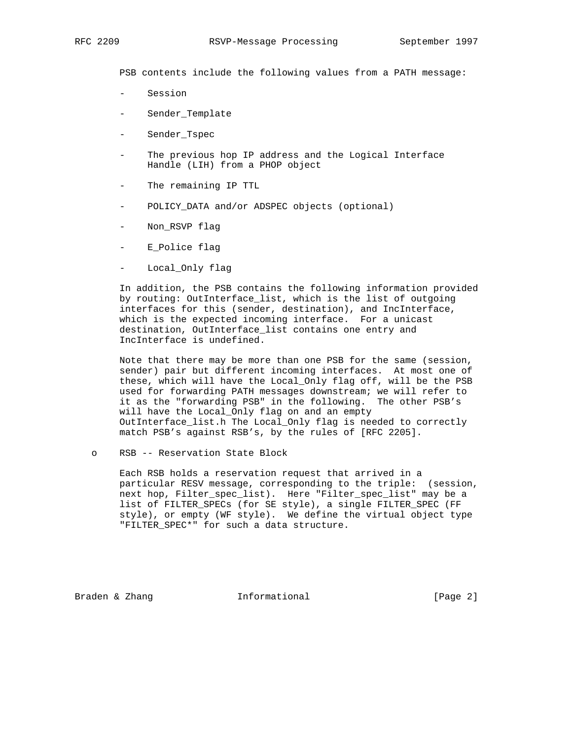PSB contents include the following values from a PATH message:

- Session
- Sender_Template
- Sender_Tspec
- The previous hop IP address and the Logical Interface Handle (LIH) from a PHOP object
- The remaining IP TTL
- POLICY_DATA and/or ADSPEC objects (optional)
- Non_RSVP flag
- E_Police flag
- Local_Only flag

In addition, the PSB contains the following information provided by routing: OutInterface_list, which is the list of outgoing interfaces for this (sender, destination), and IncInterface, which is the expected incoming interface. For a unicast destination, OutInterface_list contains one entry and IncInterface is undefined.

Note that there may be more than one PSB for the same (session, sender) pair but different incoming interfaces. At most one of these, which will have the Local_Only flag off, will be the PSB used for forwarding PATH messages downstream; we will refer to it as the "forwarding PSB" in the following. The other PSB's will have the Local_Only flag on and an empty OutInterface_list.h The Local_Only flag is needed to correctly match PSB's against RSB's, by the rules of [RFC 2205].

- RSB -- Reservation State Block

  Each RSB holds a reservation request that arrived in a particular RESV message, corresponding to the triple: (session, next hop, Filter_spec_list). Here "Filter_spec_list" may be a list of FILTER_SPECs (for SE style), a single FILTER_SPEC (FF style), or empty (WF style). We define the virtual object type "FILTER_SPEC*" for such a data structure.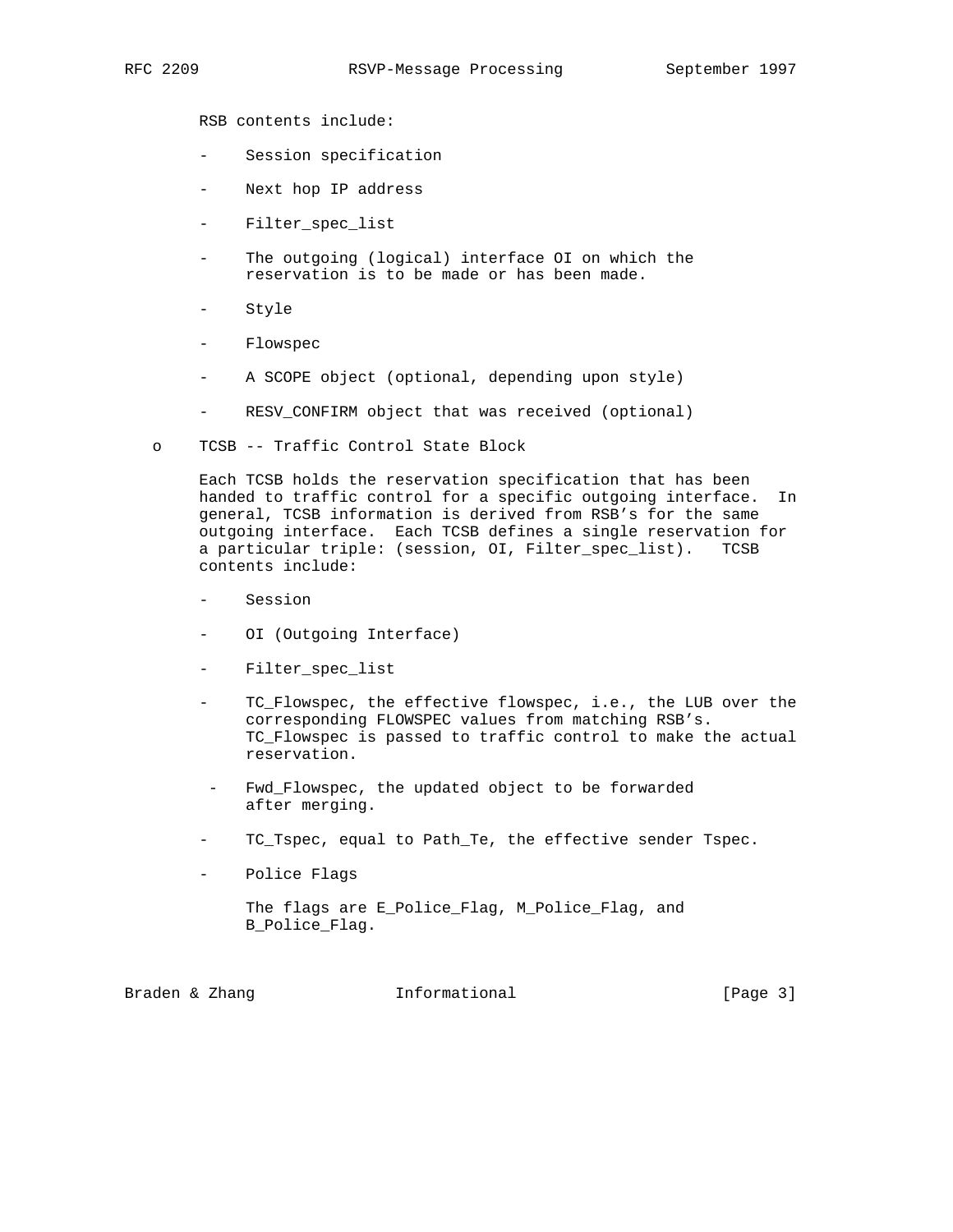RSB contents include:

- Session specification

- Next hop IP address

- Filter_spec_list

- The outgoing (logical) interface OI on which the reservation is to be made or has been made.

- Style

- Flowspec

- A SCOPE object (optional, depending upon style)

- RESV_CONFIRM object that was received (optional)

o TCSB -- Traffic Control State Block

  Each TCSB holds the reservation specification that has been handed to traffic control for a specific outgoing interface. In general, TCSB information is derived from RSB's for the same outgoing interface. Each TCSB defines a single reservation for a particular triple: (session, OI, Filter_spec_list). TCSB contents include:

  - Session

  - OI (Outgoing Interface)

  - Filter_spec_list

  - TC_Flowspec, the effective flowspec, i.e., the LUB over the corresponding FLOWSPEC values from matching RSB's. TC_Flowspec is passed to traffic control to make the actual reservation.

  - Fwd_Flowspec, the updated object to be forwarded after merging.

  - TC_Tspec, equal to Path_Te, the effective sender Tspec.

  - Police Flags

    The flags are E_Police_Flag, M_Police_Flag, and B_Police_Flag.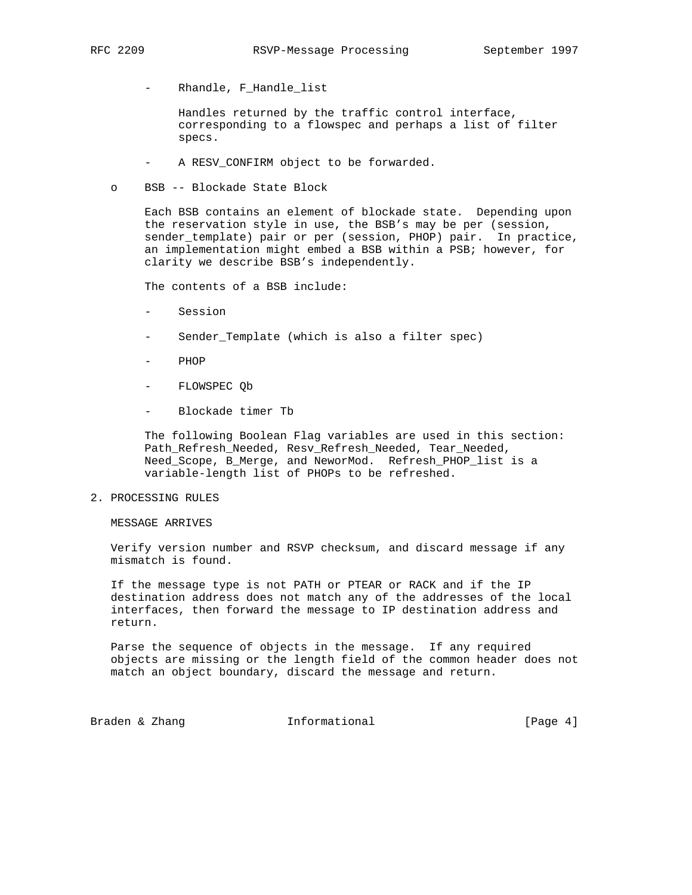- Rhandle, F_Handle_list

  Handles returned by the traffic control interface, corresponding to a flowspec and perhaps a list of filter specs.

- A RESV_CONFIRM object to be forwarded.

- BSB -- Blockade State Block

  Each BSB contains an element of blockade state. Depending upon the reservation style in use, the BSB's may be per (session, sender_template) pair or per (session, PHOP) pair. In practice, an implementation might embed a BSB within a PSB; however, for clarity we describe BSB's independently.

  The contents of a BSB include:

  - Session

  - Sender_Template (which is also a filter spec)

  - PHOP

  - FLOWSPEC Qb

  - Blockade timer Tb

  The following Boolean Flag variables are used in this section: Path_Refresh_Needed, Resv_Refresh_Needed, Tear_Needed, Need_Scope, B_Merge, and NeworMod. Refresh_PHOP_list is a variable-length list of PHOPs to be refreshed.

## 2. PROCESSING RULES

MESSAGE ARRIVES

Verify version number and RSVP checksum, and discard message if any mismatch is found.

If the message type is not PATH or PTEAR or RACK and if the IP destination address does not match any of the addresses of the local interfaces, then forward the message to IP destination address and return.

Parse the sequence of objects in the message. If any required objects are missing or the length field of the common header does not match an object boundary, discard the message and return.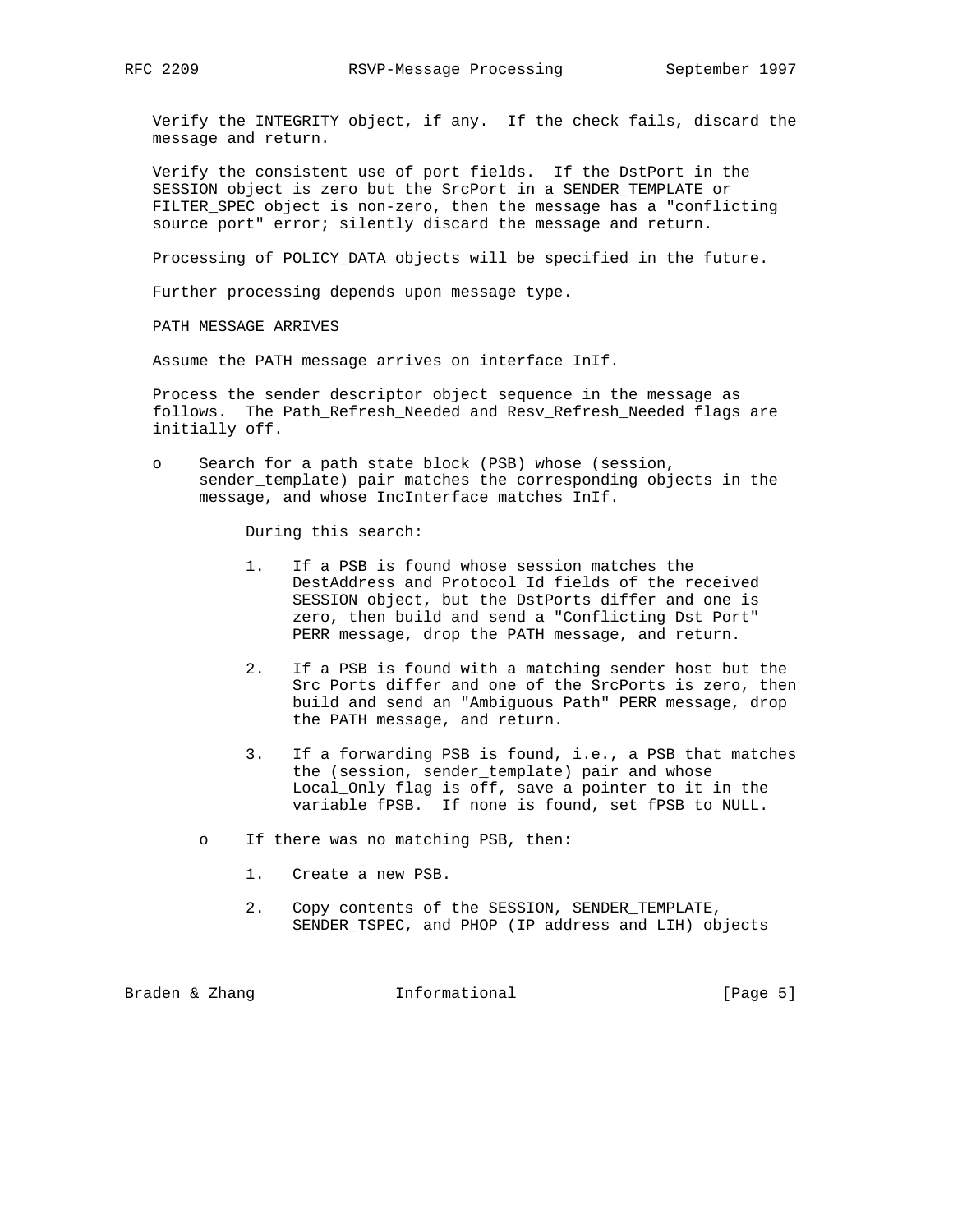Verify the INTEGRITY object, if any. If the check fails, discard the message and return.

Verify the consistent use of port fields. If the DstPort in the SESSION object is zero but the SrcPort in a SENDER_TEMPLATE or FILTER_SPEC object is non-zero, then the message has a "conflicting source port" error; silently discard the message and return.

Processing of POLICY_DATA objects will be specified in the future.

Further processing depends upon message type.

PATH MESSAGE ARRIVES

Assume the PATH message arrives on interface InIf.

Process the sender descriptor object sequence in the message as follows. The Path_Refresh_Needed and Resv_Refresh_Needed flags are initially off.

- Search for a path state block (PSB) whose (session, sender_template) pair matches the corresponding objects in the message, and whose IncInterface matches InIf.

  During this search:

  1. If a PSB is found whose session matches the DestAddress and Protocol Id fields of the received SESSION object, but the DstPorts differ and one is zero, then build and send a "Conflicting Dst Port" PERR message, drop the PATH message, and return.

  2. If a PSB is found with a matching sender host but the Src Ports differ and one of the SrcPorts is zero, then build and send an "Ambiguous Path" PERR message, drop the PATH message, and return.

  3. If a forwarding PSB is found, i.e., a PSB that matches the (session, sender_template) pair and whose Local_Only flag is off, save a pointer to it in the variable fPSB. If none is found, set fPSB to NULL.

  - If there was no matching PSB, then:

    1. Create a new PSB.

    2. Copy contents of the SESSION, SENDER_TEMPLATE, SENDER_TSPEC, and PHOP (IP address and LIH) objects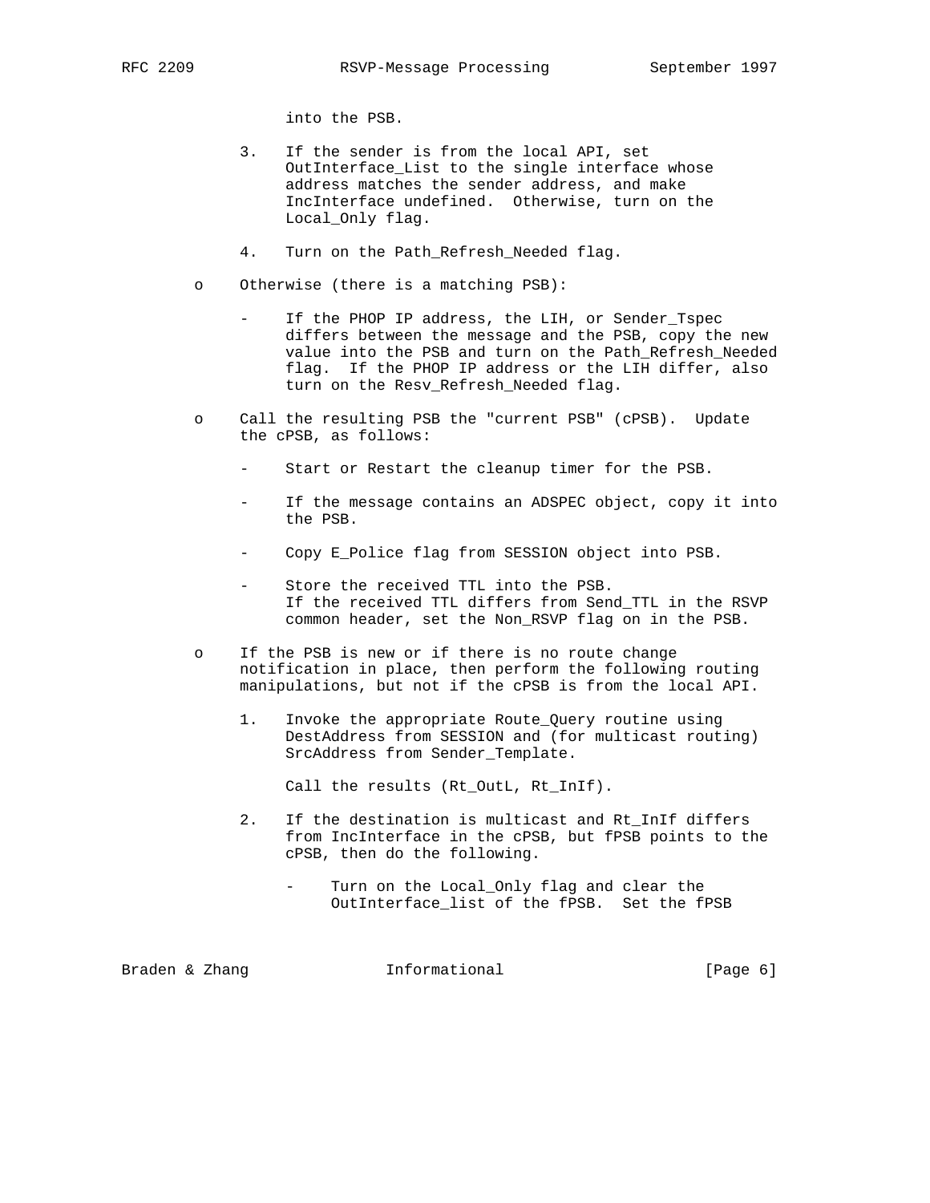into the PSB.

3. If the sender is from the local API, set OutInterface_List to the single interface whose address matches the sender address, and make IncInterface undefined. Otherwise, turn on the Local_Only flag.

4. Turn on the Path_Refresh_Needed flag.

- Otherwise (there is a matching PSB):

  - If the PHOP IP address, the LIH, or Sender_Tspec differs between the message and the PSB, copy the new value into the PSB and turn on the Path_Refresh_Needed flag. If the PHOP IP address or the LIH differ, also turn on the Resv_Refresh_Needed flag.

- Call the resulting PSB the "current PSB" (cPSB). Update the cPSB, as follows:

  - Start or Restart the cleanup timer for the PSB.

  - If the message contains an ADSPEC object, copy it into the PSB.

  - Copy E_Police flag from SESSION object into PSB.

  - Store the received TTL into the PSB. If the received TTL differs from Send_TTL in the RSVP common header, set the Non_RSVP flag on in the PSB.

- If the PSB is new or if there is no route change notification in place, then perform the following routing manipulations, but not if the cPSB is from the local API.

  1. Invoke the appropriate Route_Query routine using DestAddress from SESSION and (for multicast routing) SrcAddress from Sender_Template.

     Call the results (Rt_OutL, Rt_InIf).

  2. If the destination is multicast and Rt_InIf differs from IncInterface in the cPSB, but fPSB points to the cPSB, then do the following.

     - Turn on the Local_Only flag and clear the OutInterface_list of the fPSB. Set the fPSB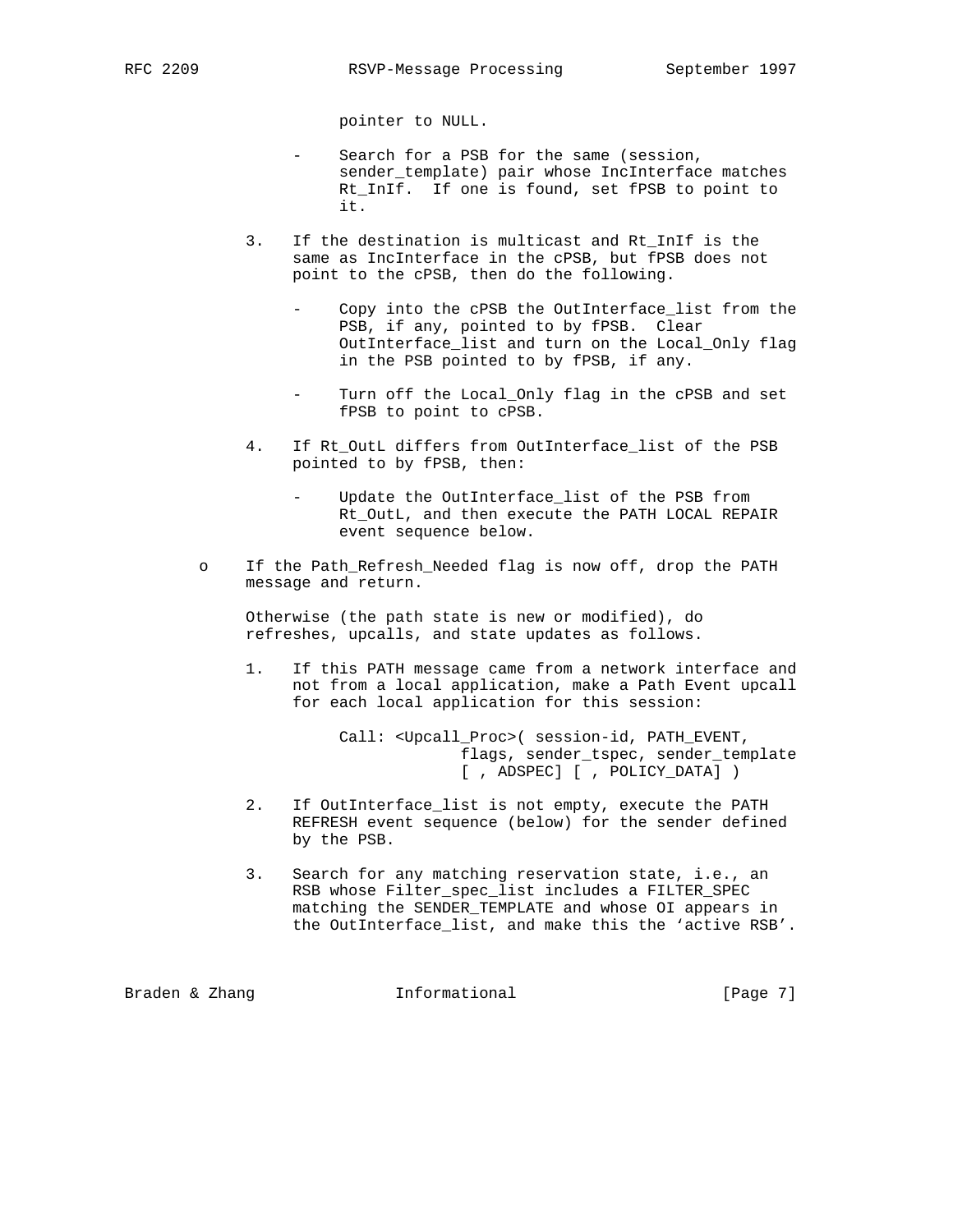pointer to NULL.

- Search for a PSB for the same (session, sender_template) pair whose IncInterface matches Rt_InIf. If one is found, set fPSB to point to it.

3. If the destination is multicast and Rt_InIf is the same as IncInterface in the cPSB, but fPSB does not point to the cPSB, then do the following.

   - Copy into the cPSB the OutInterface_list from the PSB, if any, pointed to by fPSB. Clear OutInterface_list and turn on the Local_Only flag in the PSB pointed to by fPSB, if any.

   - Turn off the Local_Only flag in the cPSB and set fPSB to point to cPSB.

4. If Rt_OutL differs from OutInterface_list of the PSB pointed to by fPSB, then:

   - Update the OutInterface_list of the PSB from Rt_OutL, and then execute the PATH LOCAL REPAIR event sequence below.

o If the Path_Refresh_Needed flag is now off, drop the PATH message and return.

  Otherwise (the path state is new or modified), do refreshes, upcalls, and state updates as follows.

  1. If this PATH message came from a network interface and not from a local application, make a Path Event upcall for each local application for this session:

     ```
     Call: <Upcall_Proc>( session-id, PATH_EVENT,
                     flags, sender_tspec, sender_template
                     [ , ADSPEC] [ , POLICY_DATA] )
     ```

  2. If OutInterface_list is not empty, execute the PATH REFRESH event sequence (below) for the sender defined by the PSB.

  3. Search for any matching reservation state, i.e., an RSB whose Filter_spec_list includes a FILTER_SPEC matching the SENDER_TEMPLATE and whose OI appears in the OutInterface_list, and make this the 'active RSB'.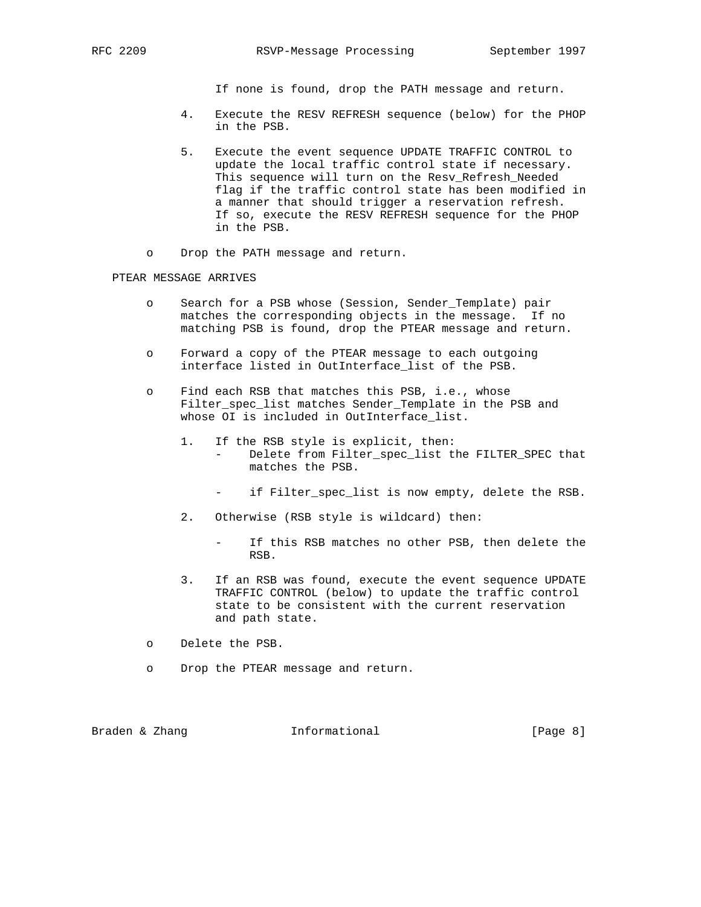If none is found, drop the PATH message and return.

4. Execute the RESV REFRESH sequence (below) for the PHOP in the PSB.

5. Execute the event sequence UPDATE TRAFFIC CONTROL to update the local traffic control state if necessary. This sequence will turn on the Resv_Refresh_Needed flag if the traffic control state has been modified in a manner that should trigger a reservation refresh. If so, execute the RESV REFRESH sequence for the PHOP in the PSB.

- Drop the PATH message and return.

PTEAR MESSAGE ARRIVES

- Search for a PSB whose (Session, Sender_Template) pair matches the corresponding objects in the message. If no matching PSB is found, drop the PTEAR message and return.

- Forward a copy of the PTEAR message to each outgoing interface listed in OutInterface_list of the PSB.

- Find each RSB that matches this PSB, i.e., whose Filter_spec_list matches Sender_Template in the PSB and whose OI is included in OutInterface_list.

  1. If the RSB style is explicit, then:
     - Delete from Filter_spec_list the FILTER_SPEC that matches the PSB.

     - if Filter_spec_list is now empty, delete the RSB.

  2. Otherwise (RSB style is wildcard) then:

     - If this RSB matches no other PSB, then delete the RSB.

  3. If an RSB was found, execute the event sequence UPDATE TRAFFIC CONTROL (below) to update the traffic control state to be consistent with the current reservation and path state.

- Delete the PSB.

- Drop the PTEAR message and return.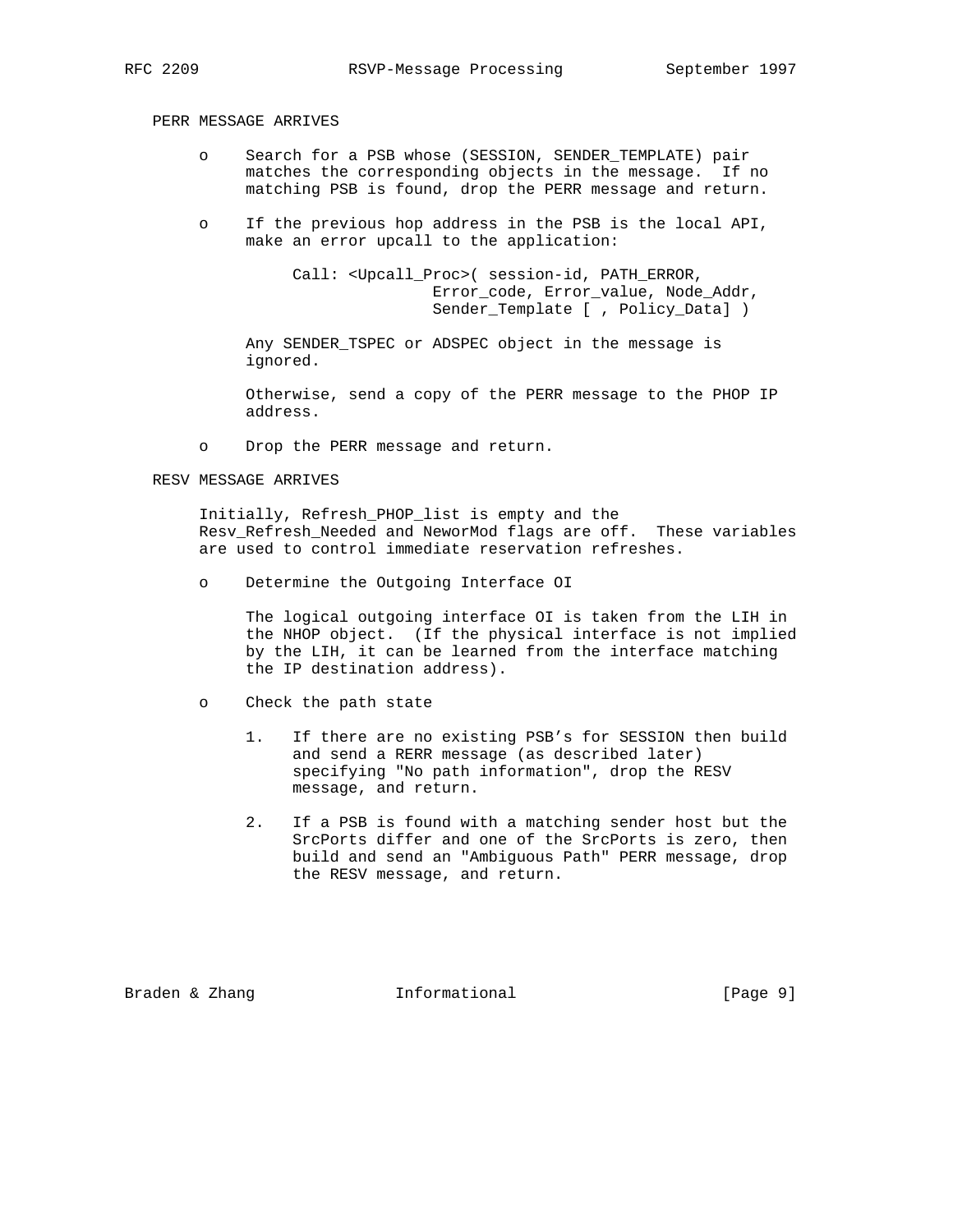PERR MESSAGE ARRIVES

- Search for a PSB whose (SESSION, SENDER_TEMPLATE) pair matches the corresponding objects in the message. If no matching PSB is found, drop the PERR message and return.

- If the previous hop address in the PSB is the local API, make an error upcall to the application:

  ```
  Call: <Upcall_Proc>( session-id, PATH_ERROR,
                Error_code, Error_value, Node_Addr,
                Sender_Template [ , Policy_Data] )
  ```

  Any SENDER_TSPEC or ADSPEC object in the message is ignored.

  Otherwise, send a copy of the PERR message to the PHOP IP address.

- Drop the PERR message and return.

RESV MESSAGE ARRIVES

Initially, Refresh_PHOP_list is empty and the Resv_Refresh_Needed and NeworMod flags are off. These variables are used to control immediate reservation refreshes.

- Determine the Outgoing Interface OI

  The logical outgoing interface OI is taken from the LIH in the NHOP object. (If the physical interface is not implied by the LIH, it can be learned from the interface matching the IP destination address).

- Check the path state

  1. If there are no existing PSB's for SESSION then build and send a RERR message (as described later) specifying "No path information", drop the RESV message, and return.

  2. If a PSB is found with a matching sender host but the SrcPorts differ and one of the SrcPorts is zero, then build and send an "Ambiguous Path" PERR message, drop the RESV message, and return.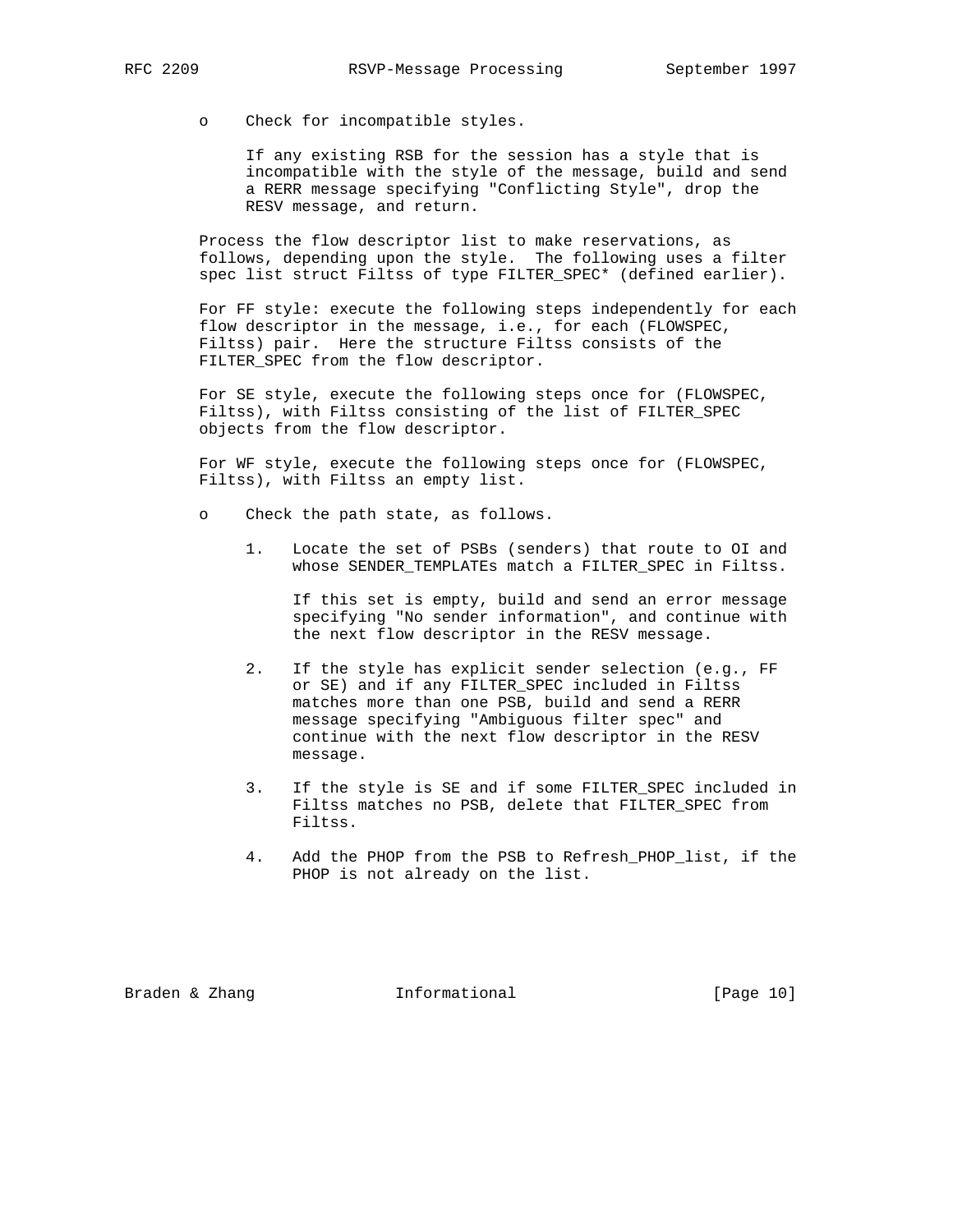- Check for incompatible styles.

  If any existing RSB for the session has a style that is incompatible with the style of the message, build and send a RERR message specifying "Conflicting Style", drop the RESV message, and return.

Process the flow descriptor list to make reservations, as follows, depending upon the style. The following uses a filter spec list struct Filtss of type FILTER_SPEC* (defined earlier).

For FF style: execute the following steps independently for each flow descriptor in the message, i.e., for each (FLOWSPEC, Filtss) pair. Here the structure Filtss consists of the FILTER_SPEC from the flow descriptor.

For SE style, execute the following steps once for (FLOWSPEC, Filtss), with Filtss consisting of the list of FILTER_SPEC objects from the flow descriptor.

For WF style, execute the following steps once for (FLOWSPEC, Filtss), with Filtss an empty list.

- Check the path state, as follows.

  1. Locate the set of PSBs (senders) that route to OI and whose SENDER_TEMPLATEs match a FILTER_SPEC in Filtss.

     If this set is empty, build and send an error message specifying "No sender information", and continue with the next flow descriptor in the RESV message.

  2. If the style has explicit sender selection (e.g., FF or SE) and if any FILTER_SPEC included in Filtss matches more than one PSB, build and send a RERR message specifying "Ambiguous filter spec" and continue with the next flow descriptor in the RESV message.

  3. If the style is SE and if some FILTER_SPEC included in Filtss matches no PSB, delete that FILTER_SPEC from Filtss.

  4. Add the PHOP from the PSB to Refresh_PHOP_list, if the PHOP is not already on the list.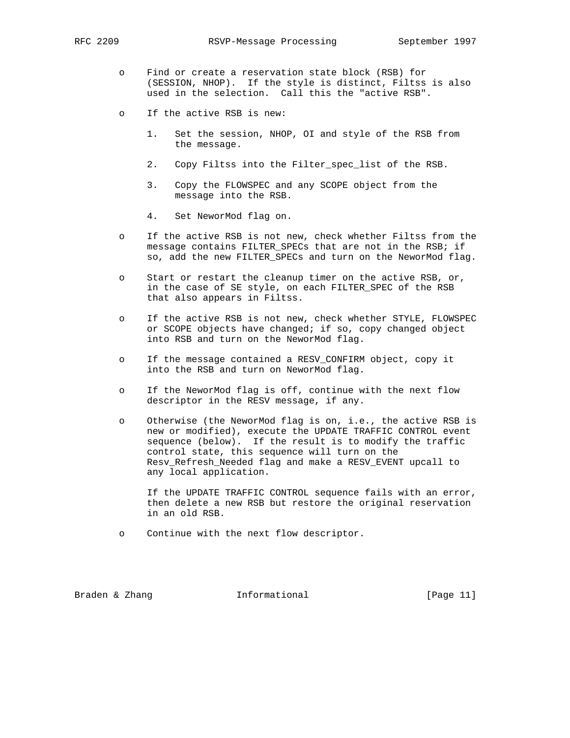- Find or create a reservation state block (RSB) for (SESSION, NHOP). If the style is distinct, Filtss is also used in the selection. Call this the "active RSB".

- If the active RSB is new:

  1. Set the session, NHOP, OI and style of the RSB from the message.

  2. Copy Filtss into the Filter_spec_list of the RSB.

  3. Copy the FLOWSPEC and any SCOPE object from the message into the RSB.

  4. Set NeworMod flag on.

- If the active RSB is not new, check whether Filtss from the message contains FILTER_SPECs that are not in the RSB; if so, add the new FILTER_SPECs and turn on the NeworMod flag.

- Start or restart the cleanup timer on the active RSB, or, in the case of SE style, on each FILTER_SPEC of the RSB that also appears in Filtss.

- If the active RSB is not new, check whether STYLE, FLOWSPEC or SCOPE objects have changed; if so, copy changed object into RSB and turn on the NeworMod flag.

- If the message contained a RESV_CONFIRM object, copy it into the RSB and turn on NeworMod flag.

- If the NeworMod flag is off, continue with the next flow descriptor in the RESV message, if any.

- Otherwise (the NeworMod flag is on, i.e., the active RSB is new or modified), execute the UPDATE TRAFFIC CONTROL event sequence (below). If the result is to modify the traffic control state, this sequence will turn on the Resv_Refresh_Needed flag and make a RESV_EVENT upcall to any local application.

  If the UPDATE TRAFFIC CONTROL sequence fails with an error, then delete a new RSB but restore the original reservation in an old RSB.

- Continue with the next flow descriptor.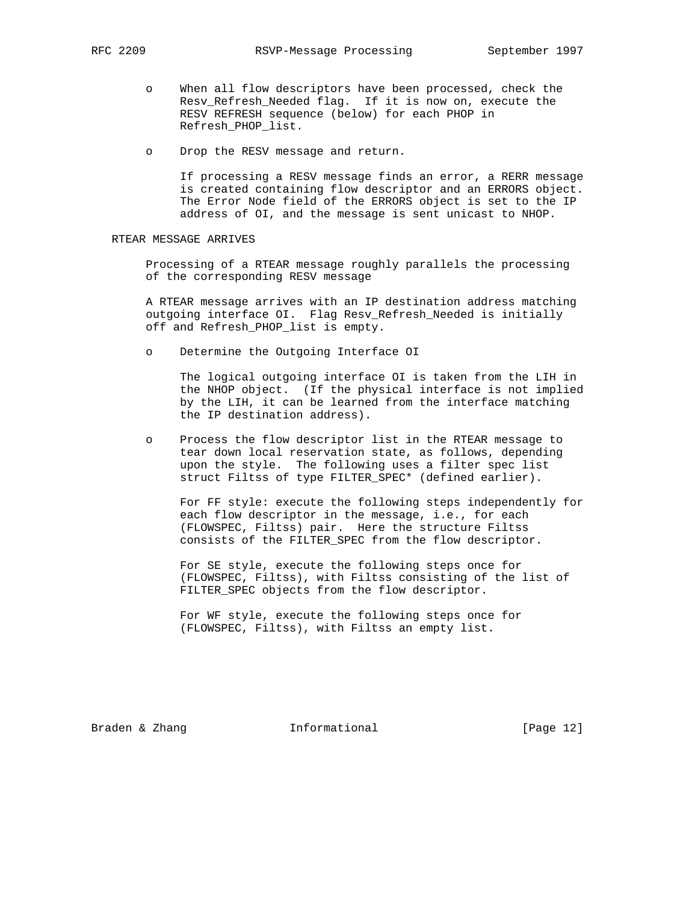- When all flow descriptors have been processed, check the Resv_Refresh_Needed flag. If it is now on, execute the RESV REFRESH sequence (below) for each PHOP in Refresh_PHOP_list.

- Drop the RESV message and return.

  If processing a RESV message finds an error, a RERR message is created containing flow descriptor and an ERRORS object. The Error Node field of the ERRORS object is set to the IP address of OI, and the message is sent unicast to NHOP.

RTEAR MESSAGE ARRIVES

Processing of a RTEAR message roughly parallels the processing of the corresponding RESV message

A RTEAR message arrives with an IP destination address matching outgoing interface OI. Flag Resv_Refresh_Needed is initially off and Refresh_PHOP_list is empty.

- Determine the Outgoing Interface OI

  The logical outgoing interface OI is taken from the LIH in the NHOP object. (If the physical interface is not implied by the LIH, it can be learned from the interface matching the IP destination address).

- Process the flow descriptor list in the RTEAR message to tear down local reservation state, as follows, depending upon the style. The following uses a filter spec list struct Filtss of type FILTER_SPEC* (defined earlier).

  For FF style: execute the following steps independently for each flow descriptor in the message, i.e., for each (FLOWSPEC, Filtss) pair. Here the structure Filtss consists of the FILTER_SPEC from the flow descriptor.

  For SE style, execute the following steps once for (FLOWSPEC, Filtss), with Filtss consisting of the list of FILTER_SPEC objects from the flow descriptor.

  For WF style, execute the following steps once for (FLOWSPEC, Filtss), with Filtss an empty list.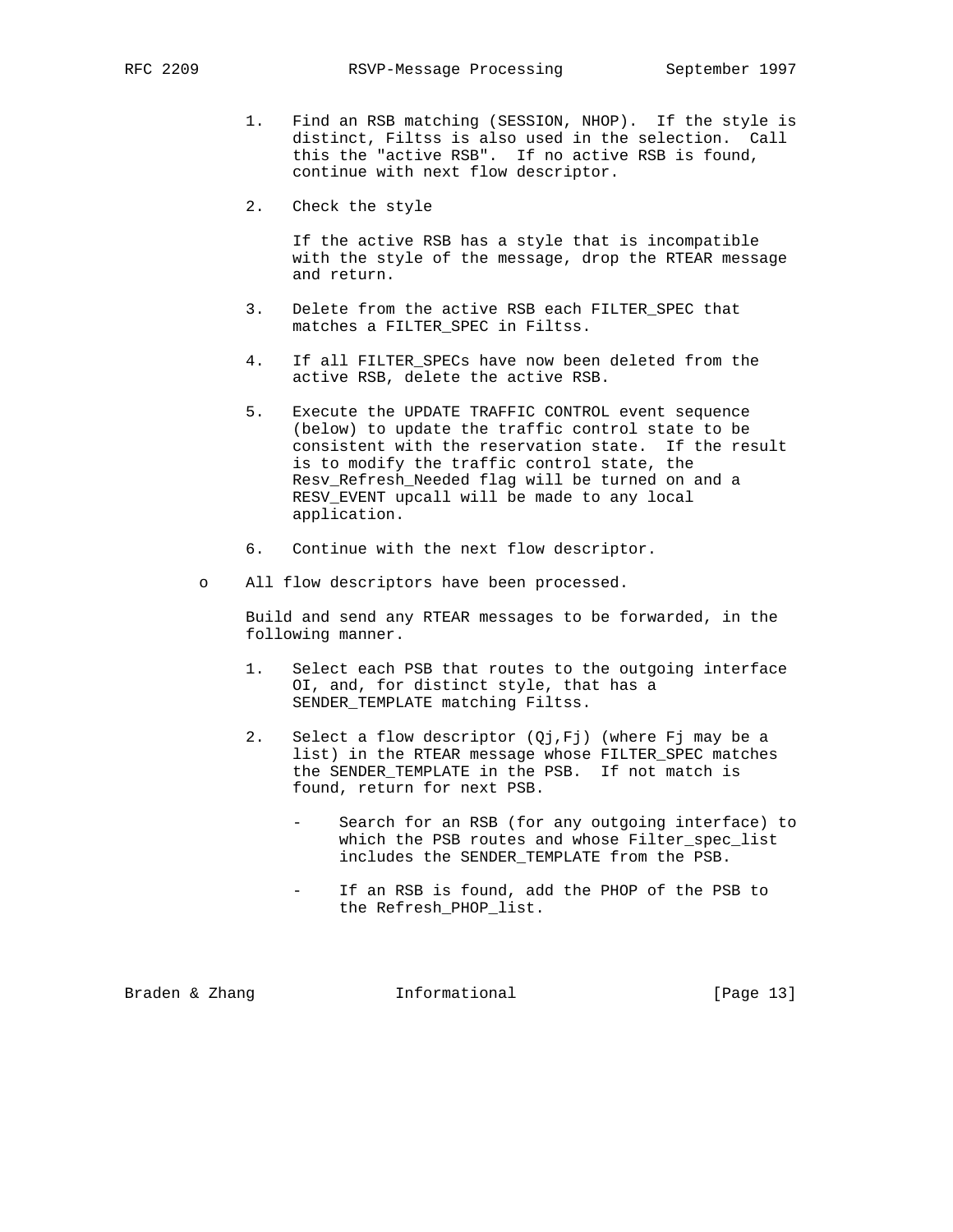1. Find an RSB matching (SESSION, NHOP). If the style is distinct, Filtss is also used in the selection. Call this the "active RSB". If no active RSB is found, continue with next flow descriptor.

2. Check the style

   If the active RSB has a style that is incompatible with the style of the message, drop the RTEAR message and return.

3. Delete from the active RSB each FILTER_SPEC that matches a FILTER_SPEC in Filtss.

4. If all FILTER_SPECs have now been deleted from the active RSB, delete the active RSB.

5. Execute the UPDATE TRAFFIC CONTROL event sequence (below) to update the traffic control state to be consistent with the reservation state. If the result is to modify the traffic control state, the Resv_Refresh_Needed flag will be turned on and a RESV_EVENT upcall will be made to any local application.

6. Continue with the next flow descriptor.

- All flow descriptors have been processed.

  Build and send any RTEAR messages to be forwarded, in the following manner.

  1. Select each PSB that routes to the outgoing interface OI, and, for distinct style, that has a SENDER_TEMPLATE matching Filtss.

  2. Select a flow descriptor (Qj,Fj) (where Fj may be a list) in the RTEAR message whose FILTER_SPEC matches the SENDER_TEMPLATE in the PSB. If not match is found, return for next PSB.

     - Search for an RSB (for any outgoing interface) to which the PSB routes and whose Filter_spec_list includes the SENDER_TEMPLATE from the PSB.

     - If an RSB is found, add the PHOP of the PSB to the Refresh_PHOP_list.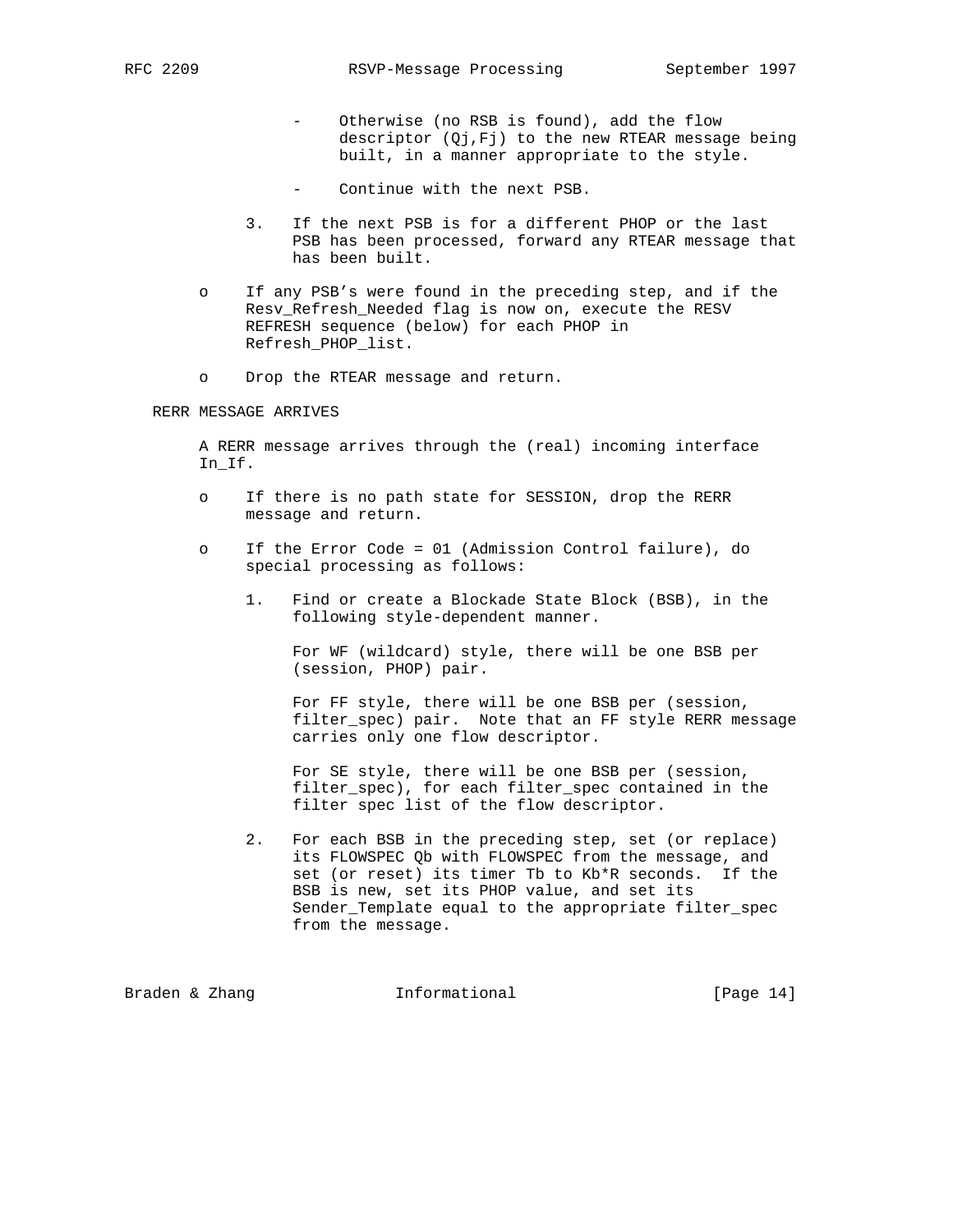- Otherwise (no RSB is found), add the flow descriptor (Qj,Fj) to the new RTEAR message being built, in a manner appropriate to the style.

- Continue with the next PSB.

3. If the next PSB is for a different PHOP or the last PSB has been processed, forward any RTEAR message that has been built.

- If any PSB's were found in the preceding step, and if the Resv_Refresh_Needed flag is now on, execute the RESV REFRESH sequence (below) for each PHOP in Refresh_PHOP_list.

- Drop the RTEAR message and return.

RERR MESSAGE ARRIVES

A RERR message arrives through the (real) incoming interface In_If.

- If there is no path state for SESSION, drop the RERR message and return.

- If the Error Code = 01 (Admission Control failure), do special processing as follows:

  1. Find or create a Blockade State Block (BSB), in the following style-dependent manner.

     For WF (wildcard) style, there will be one BSB per (session, PHOP) pair.

     For FF style, there will be one BSB per (session, filter_spec) pair. Note that an FF style RERR message carries only one flow descriptor.

     For SE style, there will be one BSB per (session, filter_spec), for each filter_spec contained in the filter spec list of the flow descriptor.

  2. For each BSB in the preceding step, set (or replace) its FLOWSPEC Qb with FLOWSPEC from the message, and set (or reset) its timer Tb to Kb*R seconds. If the BSB is new, set its PHOP value, and set its Sender_Template equal to the appropriate filter_spec from the message.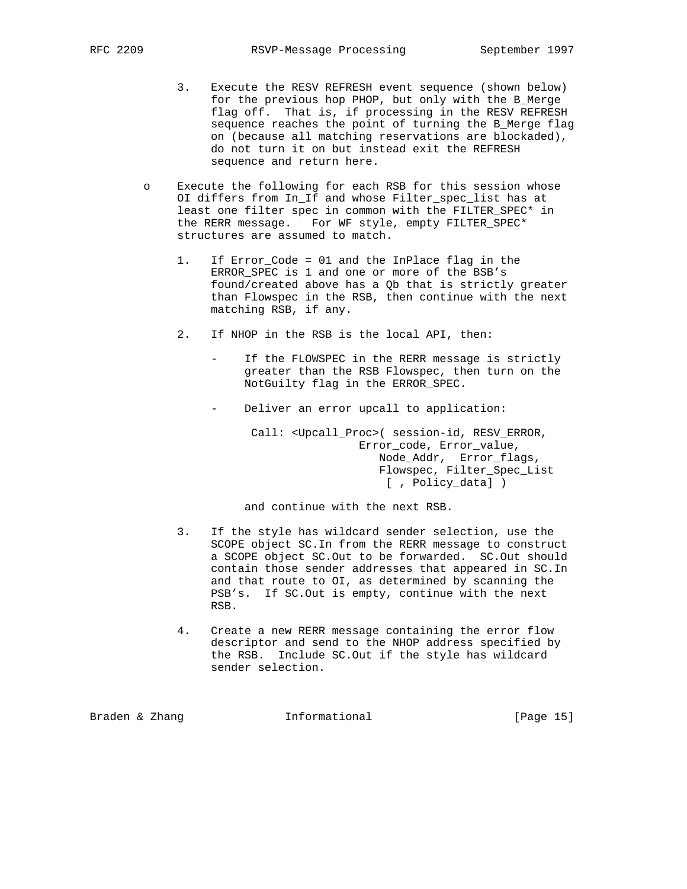3. Execute the RESV REFRESH event sequence (shown below) for the previous hop PHOP, but only with the B_Merge flag off. That is, if processing in the RESV REFRESH sequence reaches the point of turning the B_Merge flag on (because all matching reservations are blockaded), do not turn it on but instead exit the REFRESH sequence and return here.

- Execute the following for each RSB for this session whose OI differs from In_If and whose Filter_spec_list has at least one filter spec in common with the FILTER_SPEC* in the RERR message. For WF style, empty FILTER_SPEC* structures are assumed to match.

  1. If Error_Code = 01 and the InPlace flag in the ERROR_SPEC is 1 and one or more of the BSB's found/created above has a Qb that is strictly greater than Flowspec in the RSB, then continue with the next matching RSB, if any.

  2. If NHOP in the RSB is the local API, then:

     - If the FLOWSPEC in the RERR message is strictly greater than the RSB Flowspec, then turn on the NotGuilty flag in the ERROR_SPEC.

     - Deliver an error upcall to application:

       ```
       Call: <Upcall_Proc>( session-id, RESV_ERROR,
                        Error_code, Error_value,
                           Node_Addr,  Error_flags,
                           Flowspec, Filter_Spec_List
                             [ , Policy_data] )
       ```

       and continue with the next RSB.

  3. If the style has wildcard sender selection, use the SCOPE object SC.In from the RERR message to construct a SCOPE object SC.Out to be forwarded. SC.Out should contain those sender addresses that appeared in SC.In and that route to OI, as determined by scanning the PSB's. If SC.Out is empty, continue with the next RSB.

  4. Create a new RERR message containing the error flow descriptor and send to the NHOP address specified by the RSB. Include SC.Out if the style has wildcard sender selection.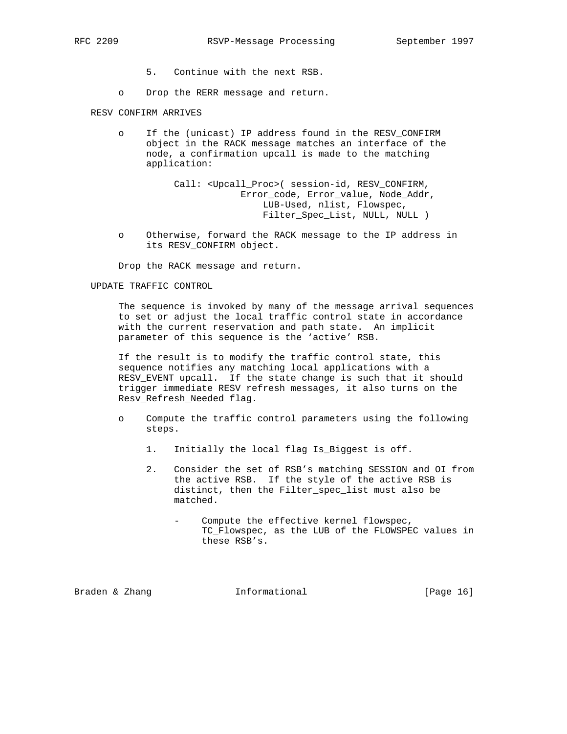5. Continue with the next RSB.

- Drop the RERR message and return.

RESV CONFIRM ARRIVES

- If the (unicast) IP address found in the RESV_CONFIRM object in the RACK message matches an interface of the node, a confirmation upcall is made to the matching application:

```
Call: <Upcall_Proc>( session-id, RESV_CONFIRM,
                Error_code, Error_value, Node_Addr,
                    LUB-Used, nlist, Flowspec,
                    Filter_Spec_List, NULL, NULL )
```

- Otherwise, forward the RACK message to the IP address in its RESV_CONFIRM object.

Drop the RACK message and return.

UPDATE TRAFFIC CONTROL

The sequence is invoked by many of the message arrival sequences to set or adjust the local traffic control state in accordance with the current reservation and path state. An implicit parameter of this sequence is the 'active' RSB.

If the result is to modify the traffic control state, this sequence notifies any matching local applications with a RESV_EVENT upcall. If the state change is such that it should trigger immediate RESV refresh messages, it also turns on the Resv_Refresh_Needed flag.

- Compute the traffic control parameters using the following steps.

  1. Initially the local flag Is_Biggest is off.

  2. Consider the set of RSB's matching SESSION and OI from the active RSB. If the style of the active RSB is distinct, then the Filter_spec_list must also be matched.

     - Compute the effective kernel flowspec, TC_Flowspec, as the LUB of the FLOWSPEC values in these RSB's.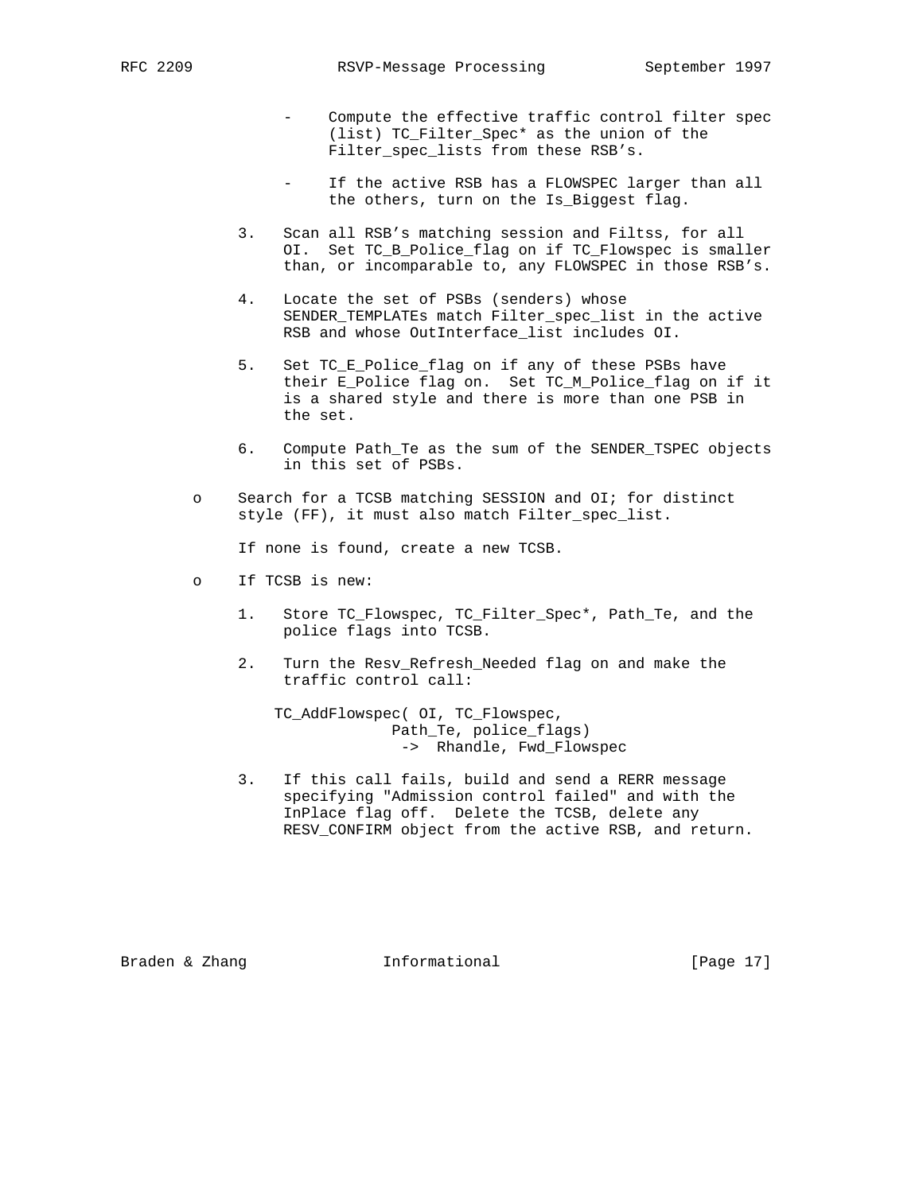- Compute the effective traffic control filter spec (list) TC_Filter_Spec* as the union of the Filter_spec_lists from these RSB's.

- If the active RSB has a FLOWSPEC larger than all the others, turn on the Is_Biggest flag.

3. Scan all RSB's matching session and Filtss, for all OI. Set TC_B_Police_flag on if TC_Flowspec is smaller than, or incomparable to, any FLOWSPEC in those RSB's.

4. Locate the set of PSBs (senders) whose SENDER_TEMPLATEs match Filter_spec_list in the active RSB and whose OutInterface_list includes OI.

5. Set TC_E_Police_flag on if any of these PSBs have their E_Police flag on. Set TC_M_Police_flag on if it is a shared style and there is more than one PSB in the set.

6. Compute Path_Te as the sum of the SENDER_TSPEC objects in this set of PSBs.

o Search for a TCSB matching SESSION and OI; for distinct style (FF), it must also match Filter_spec_list.

  If none is found, create a new TCSB.

o If TCSB is new:

  1. Store TC_Flowspec, TC_Filter_Spec*, Path_Te, and the police flags into TCSB.

  2. Turn the Resv_Refresh_Needed flag on and make the traffic control call:

```
TC_AddFlowspec( OI, TC_Flowspec,
             Path_Te, police_flags)
               ->  Rhandle, Fwd_Flowspec
```

  3. If this call fails, build and send a RERR message specifying "Admission control failed" and with the InPlace flag off. Delete the TCSB, delete any RESV_CONFIRM object from the active RSB, and return.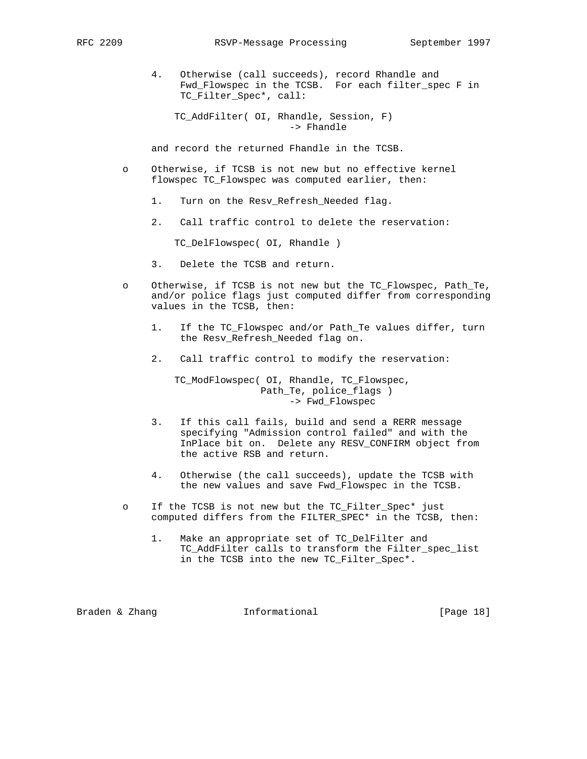4. Otherwise (call succeeds), record Rhandle and Fwd_Flowspec in the TCSB. For each filter_spec F in TC_Filter_Spec*, call:

```
TC_AddFilter( OI, Rhandle, Session, F)
                    -> Fhandle
```

and record the returned Fhandle in the TCSB.

- Otherwise, if TCSB is not new but no effective kernel flowspec TC_Flowspec was computed earlier, then:

  1. Turn on the Resv_Refresh_Needed flag.

  2. Call traffic control to delete the reservation:

     ```
     TC_DelFlowspec( OI, Rhandle )
     ```

  3. Delete the TCSB and return.

- Otherwise, if TCSB is not new but the TC_Flowspec, Path_Te, and/or police flags just computed differ from corresponding values in the TCSB, then:

  1. If the TC_Flowspec and/or Path_Te values differ, turn the Resv_Refresh_Needed flag on.

  2. Call traffic control to modify the reservation:

     ```
     TC_ModFlowspec( OI, Rhandle, TC_Flowspec,
                    Path_Te, police_flags )
                         -> Fwd_Flowspec
     ```

  3. If this call fails, build and send a RERR message specifying "Admission control failed" and with the InPlace bit on. Delete any RESV_CONFIRM object from the active RSB and return.

  4. Otherwise (the call succeeds), update the TCSB with the new values and save Fwd_Flowspec in the TCSB.

- If the TCSB is not new but the TC_Filter_Spec* just computed differs from the FILTER_SPEC* in the TCSB, then:

  1. Make an appropriate set of TC_DelFilter and TC_AddFilter calls to transform the Filter_spec_list in the TCSB into the new TC_Filter_Spec*.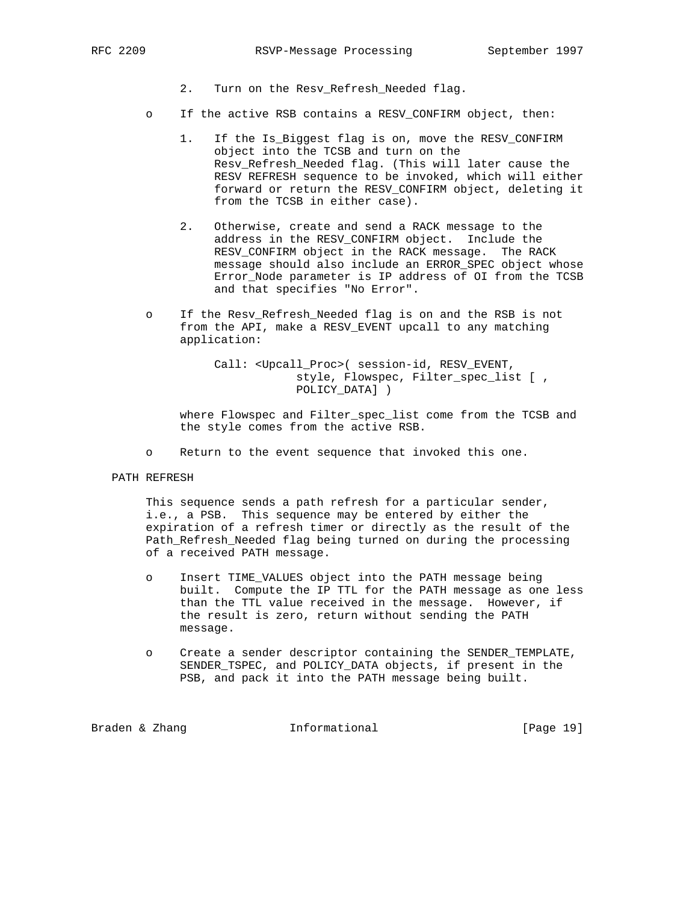2. Turn on the Resv_Refresh_Needed flag.

- If the active RSB contains a RESV_CONFIRM object, then:

  1. If the Is_Biggest flag is on, move the RESV_CONFIRM object into the TCSB and turn on the Resv_Refresh_Needed flag. (This will later cause the RESV REFRESH sequence to be invoked, which will either forward or return the RESV_CONFIRM object, deleting it from the TCSB in either case).

  2. Otherwise, create and send a RACK message to the address in the RESV_CONFIRM object. Include the RESV_CONFIRM object in the RACK message. The RACK message should also include an ERROR_SPEC object whose Error_Node parameter is IP address of OI from the TCSB and that specifies "No Error".

- If the Resv_Refresh_Needed flag is on and the RSB is not from the API, make a RESV_EVENT upcall to any matching application:

  ```
  Call: <Upcall_Proc>( session-id, RESV_EVENT,
              style, Flowspec, Filter_spec_list [ ,
              POLICY_DATA] )
  ```

  where Flowspec and Filter_spec_list come from the TCSB and the style comes from the active RSB.

- Return to the event sequence that invoked this one.

PATH REFRESH

This sequence sends a path refresh for a particular sender, i.e., a PSB. This sequence may be entered by either the expiration of a refresh timer or directly as the result of the Path_Refresh_Needed flag being turned on during the processing of a received PATH message.

- Insert TIME_VALUES object into the PATH message being built. Compute the IP TTL for the PATH message as one less than the TTL value received in the message. However, if the result is zero, return without sending the PATH message.

- Create a sender descriptor containing the SENDER_TEMPLATE, SENDER_TSPEC, and POLICY_DATA objects, if present in the PSB, and pack it into the PATH message being built.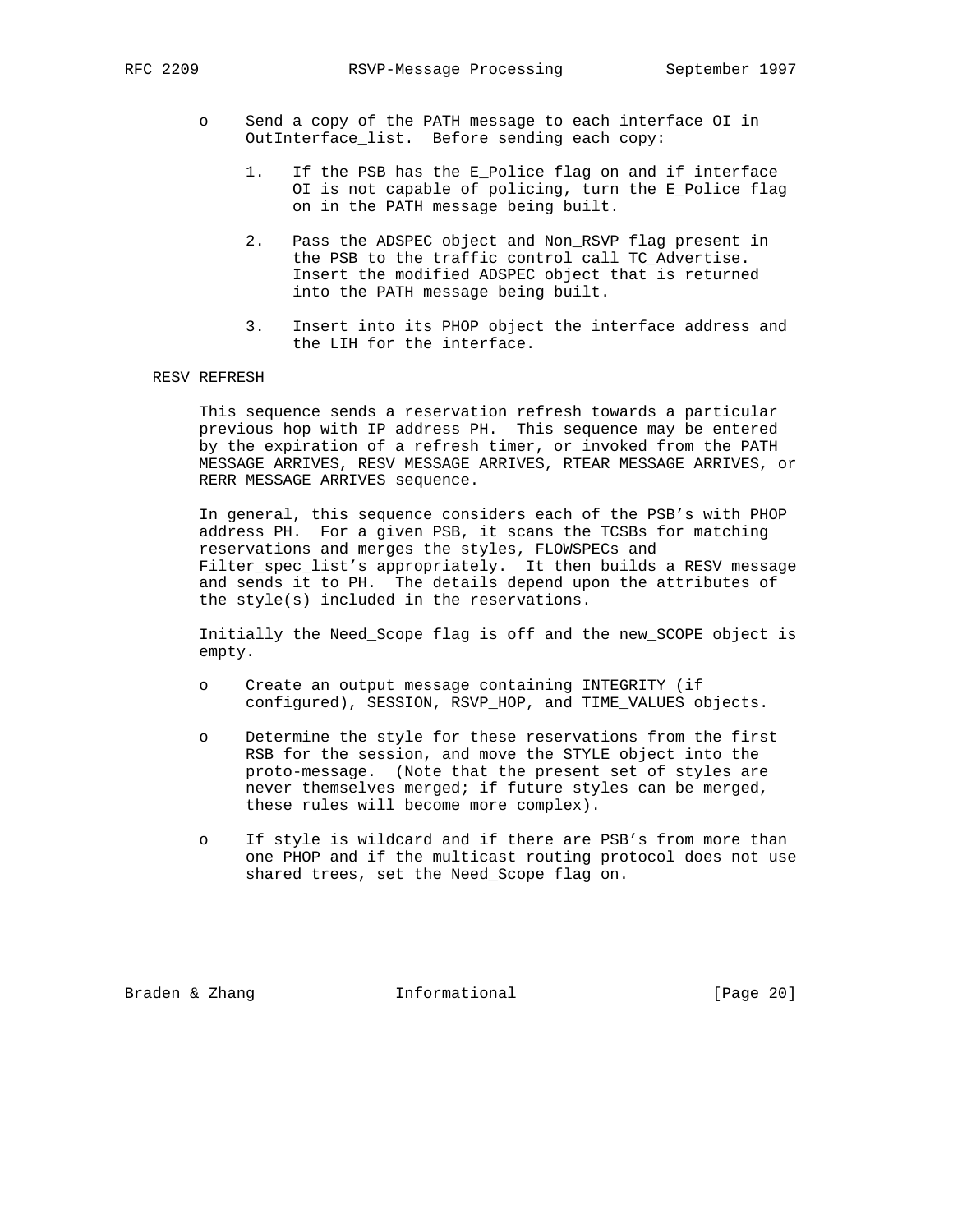- Send a copy of the PATH message to each interface OI in OutInterface_list. Before sending each copy:

  1. If the PSB has the E_Police flag on and if interface OI is not capable of policing, turn the E_Police flag on in the PATH message being built.

  2. Pass the ADSPEC object and Non_RSVP flag present in the PSB to the traffic control call TC_Advertise. Insert the modified ADSPEC object that is returned into the PATH message being built.

  3. Insert into its PHOP object the interface address and the LIH for the interface.

RESV REFRESH

This sequence sends a reservation refresh towards a particular previous hop with IP address PH. This sequence may be entered by the expiration of a refresh timer, or invoked from the PATH MESSAGE ARRIVES, RESV MESSAGE ARRIVES, RTEAR MESSAGE ARRIVES, or RERR MESSAGE ARRIVES sequence.

In general, this sequence considers each of the PSB's with PHOP address PH. For a given PSB, it scans the TCSBs for matching reservations and merges the styles, FLOWSPECs and Filter_spec_list's appropriately. It then builds a RESV message and sends it to PH. The details depend upon the attributes of the style(s) included in the reservations.

Initially the Need_Scope flag is off and the new_SCOPE object is empty.

- Create an output message containing INTEGRITY (if configured), SESSION, RSVP_HOP, and TIME_VALUES objects.

- Determine the style for these reservations from the first RSB for the session, and move the STYLE object into the proto-message. (Note that the present set of styles are never themselves merged; if future styles can be merged, these rules will become more complex).

- If style is wildcard and if there are PSB's from more than one PHOP and if the multicast routing protocol does not use shared trees, set the Need_Scope flag on.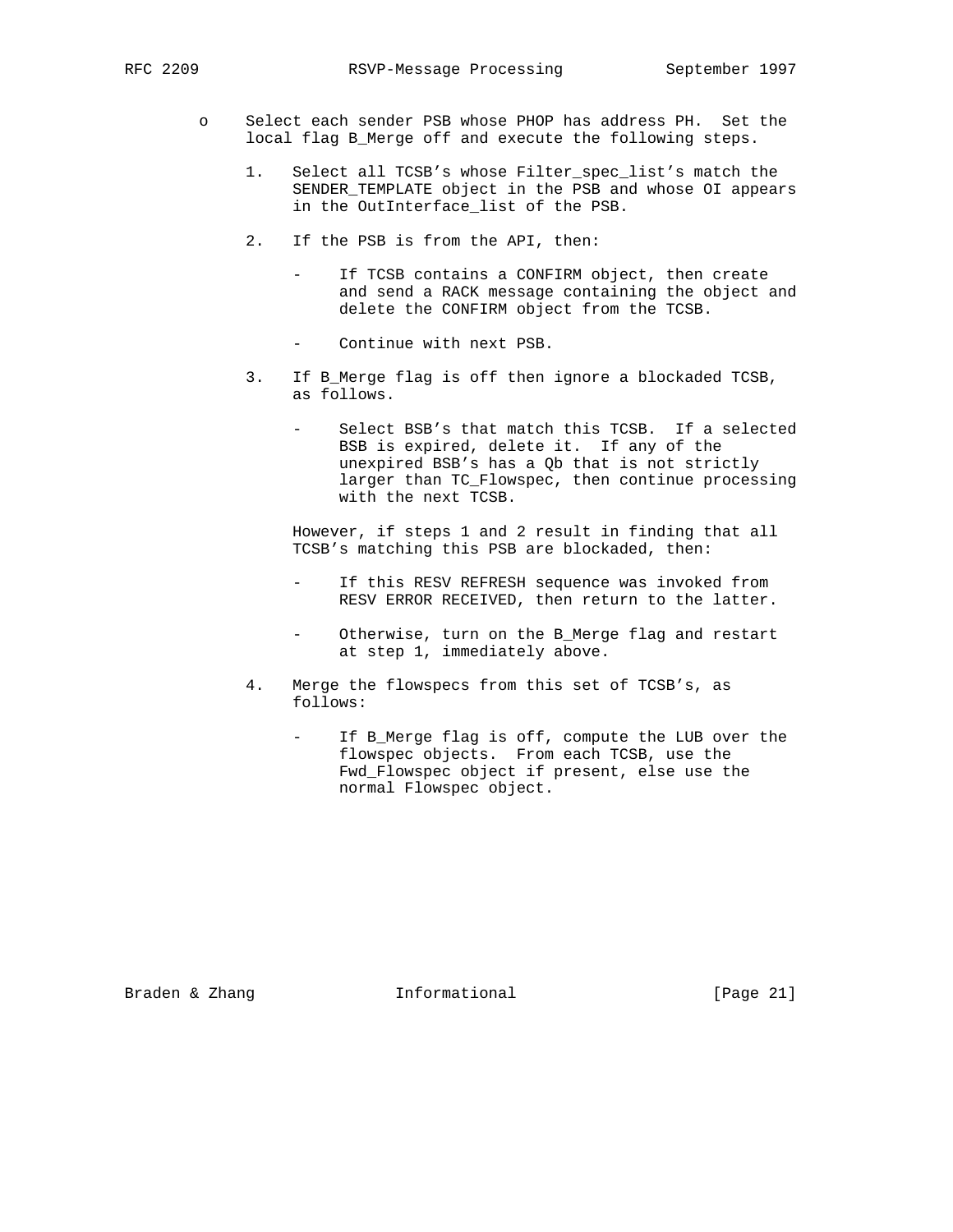- Select each sender PSB whose PHOP has address PH. Set the local flag B_Merge off and execute the following steps.

    1. Select all TCSB's whose Filter_spec_list's match the SENDER_TEMPLATE object in the PSB and whose OI appears in the OutInterface_list of the PSB.

    2. If the PSB is from the API, then:

        - If TCSB contains a CONFIRM object, then create and send a RACK message containing the object and delete the CONFIRM object from the TCSB.

        - Continue with next PSB.

    3. If B_Merge flag is off then ignore a blockaded TCSB, as follows.

        - Select BSB's that match this TCSB. If a selected BSB is expired, delete it. If any of the unexpired BSB's has a Qb that is not strictly larger than TC_Flowspec, then continue processing with the next TCSB.

        However, if steps 1 and 2 result in finding that all TCSB's matching this PSB are blockaded, then:

        - If this RESV REFRESH sequence was invoked from RESV ERROR RECEIVED, then return to the latter.

        - Otherwise, turn on the B_Merge flag and restart at step 1, immediately above.

    4. Merge the flowspecs from this set of TCSB's, as follows:

        - If B_Merge flag is off, compute the LUB over the flowspec objects. From each TCSB, use the Fwd_Flowspec object if present, else use the normal Flowspec object.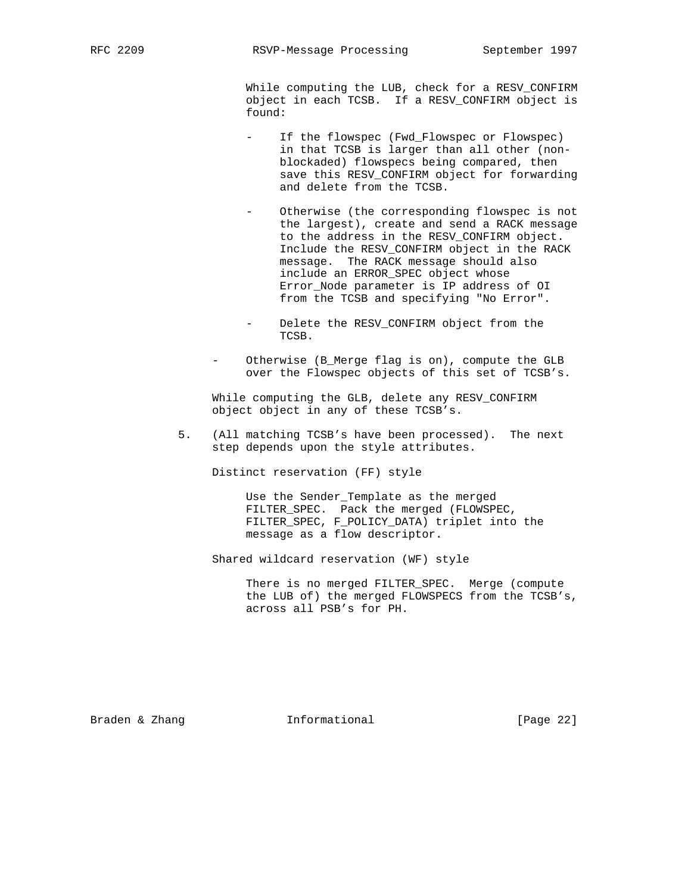While computing the LUB, check for a RESV_CONFIRM object in each TCSB. If a RESV_CONFIRM object is found:

- If the flowspec (Fwd_Flowspec or Flowspec) in that TCSB is larger than all other (non-blockaded) flowspecs being compared, then save this RESV_CONFIRM object for forwarding and delete from the TCSB.

- Otherwise (the corresponding flowspec is not the largest), create and send a RACK message to the address in the RESV_CONFIRM object. Include the RESV_CONFIRM object in the RACK message. The RACK message should also include an ERROR_SPEC object whose Error_Node parameter is IP address of OI from the TCSB and specifying "No Error".

- Delete the RESV_CONFIRM object from the TCSB.

- Otherwise (B_Merge flag is on), compute the GLB over the Flowspec objects of this set of TCSB's.

While computing the GLB, delete any RESV_CONFIRM object object in any of these TCSB's.

5. (All matching TCSB's have been processed). The next step depends upon the style attributes.

   Distinct reservation (FF) style

   Use the Sender_Template as the merged FILTER_SPEC. Pack the merged (FLOWSPEC, FILTER_SPEC, F_POLICY_DATA) triplet into the message as a flow descriptor.

   Shared wildcard reservation (WF) style

   There is no merged FILTER_SPEC. Merge (compute the LUB of) the merged FLOWSPECS from the TCSB's, across all PSB's for PH.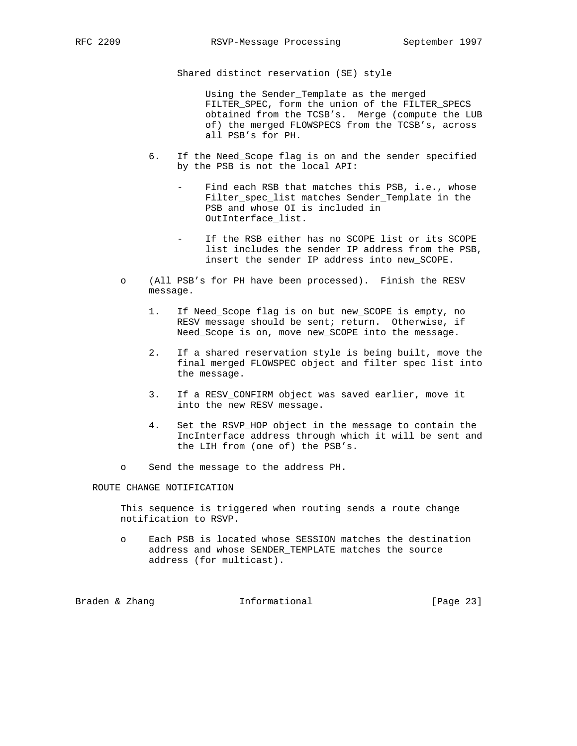Shared distinct reservation (SE) style

Using the Sender_Template as the merged FILTER_SPEC, form the union of the FILTER_SPECS obtained from the TCSB's. Merge (compute the LUB of) the merged FLOWSPECS from the TCSB's, across all PSB's for PH.

6. If the Need_Scope flag is on and the sender specified by the PSB is not the local API:

   - Find each RSB that matches this PSB, i.e., whose Filter_spec_list matches Sender_Template in the PSB and whose OI is included in OutInterface_list.

   - If the RSB either has no SCOPE list or its SCOPE list includes the sender IP address from the PSB, insert the sender IP address into new_SCOPE.

- (All PSB's for PH have been processed). Finish the RESV message.

  1. If Need_Scope flag is on but new_SCOPE is empty, no RESV message should be sent; return. Otherwise, if Need_Scope is on, move new_SCOPE into the message.

  2. If a shared reservation style is being built, move the final merged FLOWSPEC object and filter spec list into the message.

  3. If a RESV_CONFIRM object was saved earlier, move it into the new RESV message.

  4. Set the RSVP_HOP object in the message to contain the IncInterface address through which it will be sent and the LIH from (one of) the PSB's.

- Send the message to the address PH.

ROUTE CHANGE NOTIFICATION

This sequence is triggered when routing sends a route change notification to RSVP.

- Each PSB is located whose SESSION matches the destination address and whose SENDER_TEMPLATE matches the source address (for multicast).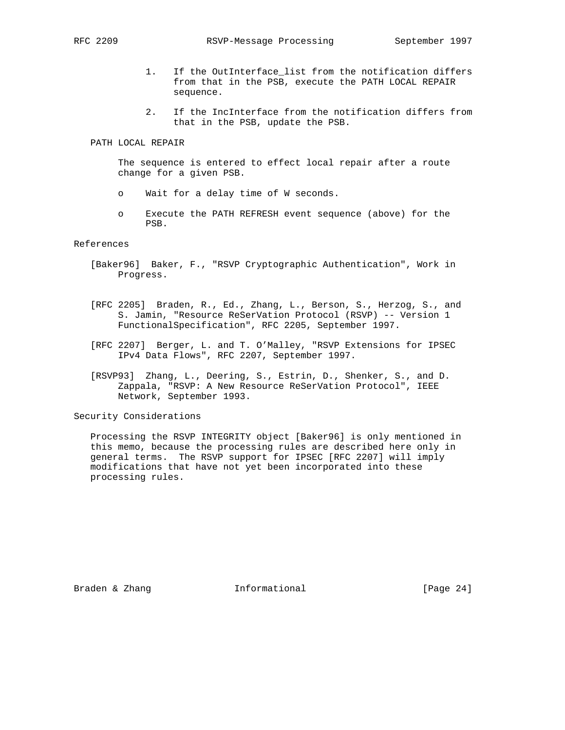1. If the OutInterface_list from the notification differs from that in the PSB, execute the PATH LOCAL REPAIR sequence.

2. If the IncInterface from the notification differs from that in the PSB, update the PSB.

PATH LOCAL REPAIR

The sequence is entered to effect local repair after a route change for a given PSB.

- Wait for a delay time of W seconds.

- Execute the PATH REFRESH event sequence (above) for the PSB.

## References

[Baker96] Baker, F., "RSVP Cryptographic Authentication", Work in Progress.

[RFC 2205] Braden, R., Ed., Zhang, L., Berson, S., Herzog, S., and S. Jamin, "Resource ReSerVation Protocol (RSVP) -- Version 1 FunctionalSpecification", RFC 2205, September 1997.

[RFC 2207] Berger, L. and T. O'Malley, "RSVP Extensions for IPSEC IPv4 Data Flows", RFC 2207, September 1997.

[RSVP93] Zhang, L., Deering, S., Estrin, D., Shenker, S., and D. Zappala, "RSVP: A New Resource ReSerVation Protocol", IEEE Network, September 1993.

## Security Considerations

Processing the RSVP INTEGRITY object [Baker96] is only mentioned in this memo, because the processing rules are described here only in general terms. The RSVP support for IPSEC [RFC 2207] will imply modifications that have not yet been incorporated into these processing rules.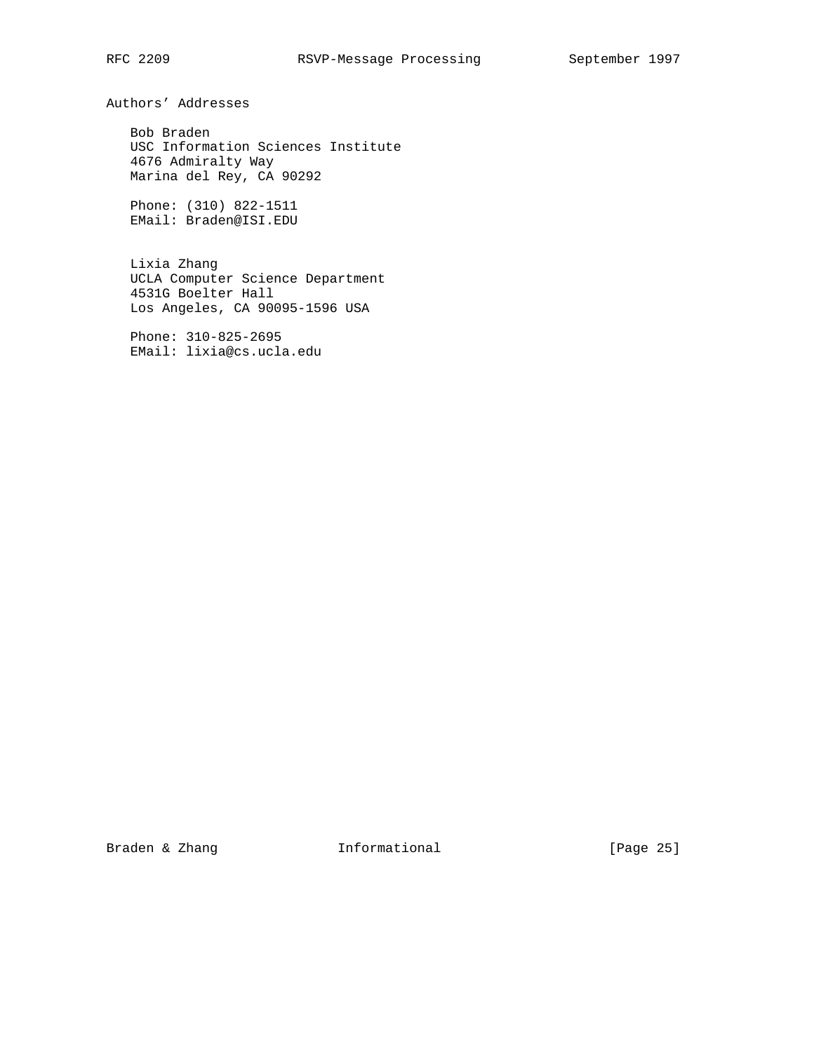# Authors' Addresses

Bob Braden
USC Information Sciences Institute
4676 Admiralty Way
Marina del Rey, CA 90292

Phone: (310) 822-1511
EMail: Braden@ISI.EDU

Lixia Zhang
UCLA Computer Science Department
4531G Boelter Hall
Los Angeles, CA 90095-1596 USA

Phone: 310-825-2695
EMail: lixia@cs.ucla.edu